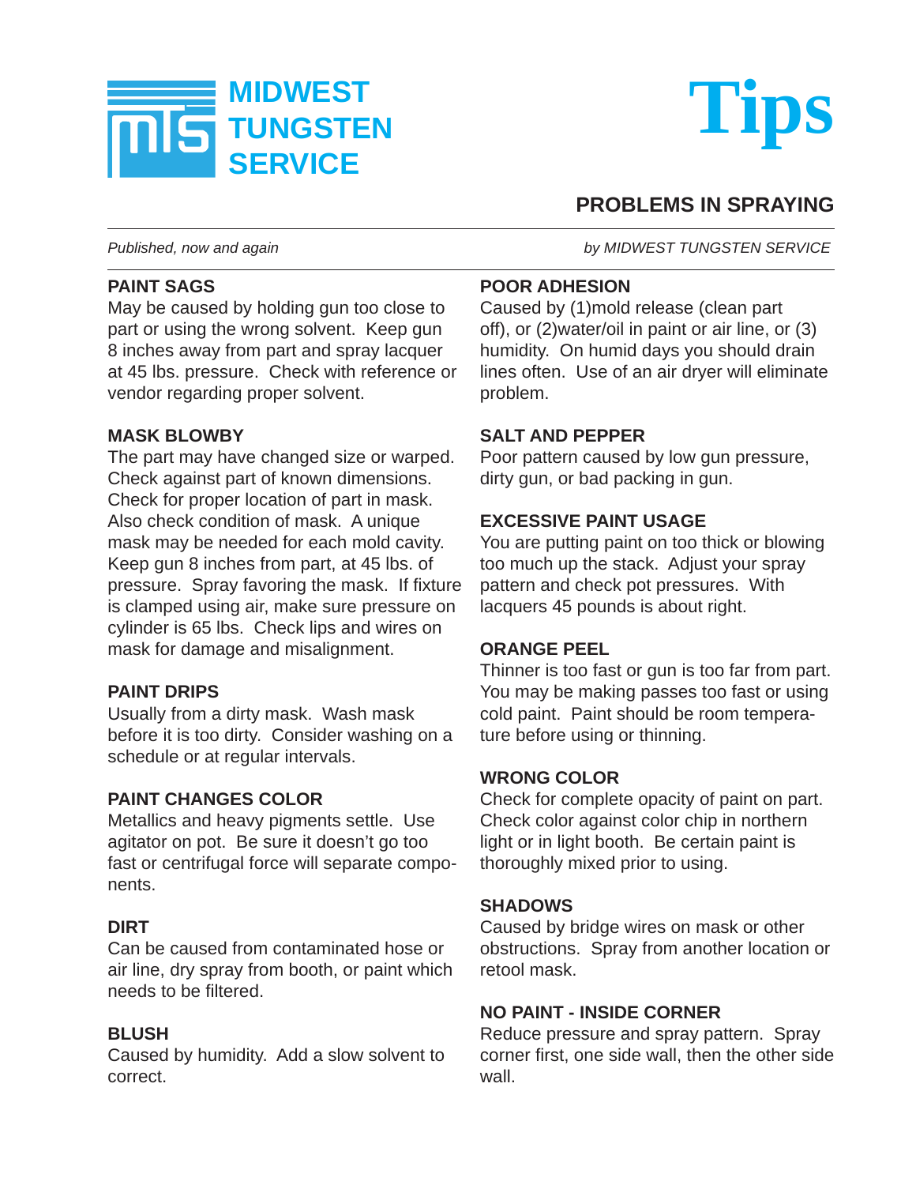# MIDWEST TUNGSTEN SERVICE

# Tips

## PROBLEMS IN SPRAYING

*Published, now and again* *by MIDWEST TUNGSTEN SERVICE*

### PAINT SAGS
May be caused by holding gun too close to part or using the wrong solvent. Keep gun 8 inches away from part and spray lacquer at 45 lbs. pressure. Check with reference or vendor regarding proper solvent.

### MASK BLOWBY
The part may have changed size or warped. Check against part of known dimensions. Check for proper location of part in mask. Also check condition of mask. A unique mask may be needed for each mold cavity. Keep gun 8 inches from part, at 45 lbs. of pressure. Spray favoring the mask. If fixture is clamped using air, make sure pressure on cylinder is 65 lbs. Check lips and wires on mask for damage and misalignment.

### PAINT DRIPS
Usually from a dirty mask. Wash mask before it is too dirty. Consider washing on a schedule or at regular intervals.

### PAINT CHANGES COLOR
Metallics and heavy pigments settle. Use agitator on pot. Be sure it doesn't go too fast or centrifugal force will separate components.

### DIRT
Can be caused from contaminated hose or air line, dry spray from booth, or paint which needs to be filtered.

### BLUSH
Caused by humidity. Add a slow solvent to correct.

### POOR ADHESION
Caused by (1)mold release (clean part off), or (2)water/oil in paint or air line, or (3) humidity. On humid days you should drain lines often. Use of an air dryer will eliminate problem.

### SALT AND PEPPER
Poor pattern caused by low gun pressure, dirty gun, or bad packing in gun.

### EXCESSIVE PAINT USAGE
You are putting paint on too thick or blowing too much up the stack. Adjust your spray pattern and check pot pressures. With lacquers 45 pounds is about right.

### ORANGE PEEL
Thinner is too fast or gun is too far from part. You may be making passes too fast or using cold paint. Paint should be room temperature before using or thinning.

### WRONG COLOR
Check for complete opacity of paint on part. Check color against color chip in northern light or in light booth. Be certain paint is thoroughly mixed prior to using.

### SHADOWS
Caused by bridge wires on mask or other obstructions. Spray from another location or retool mask.

### NO PAINT - INSIDE CORNER
Reduce pressure and spray pattern. Spray corner first, one side wall, then the other side wall.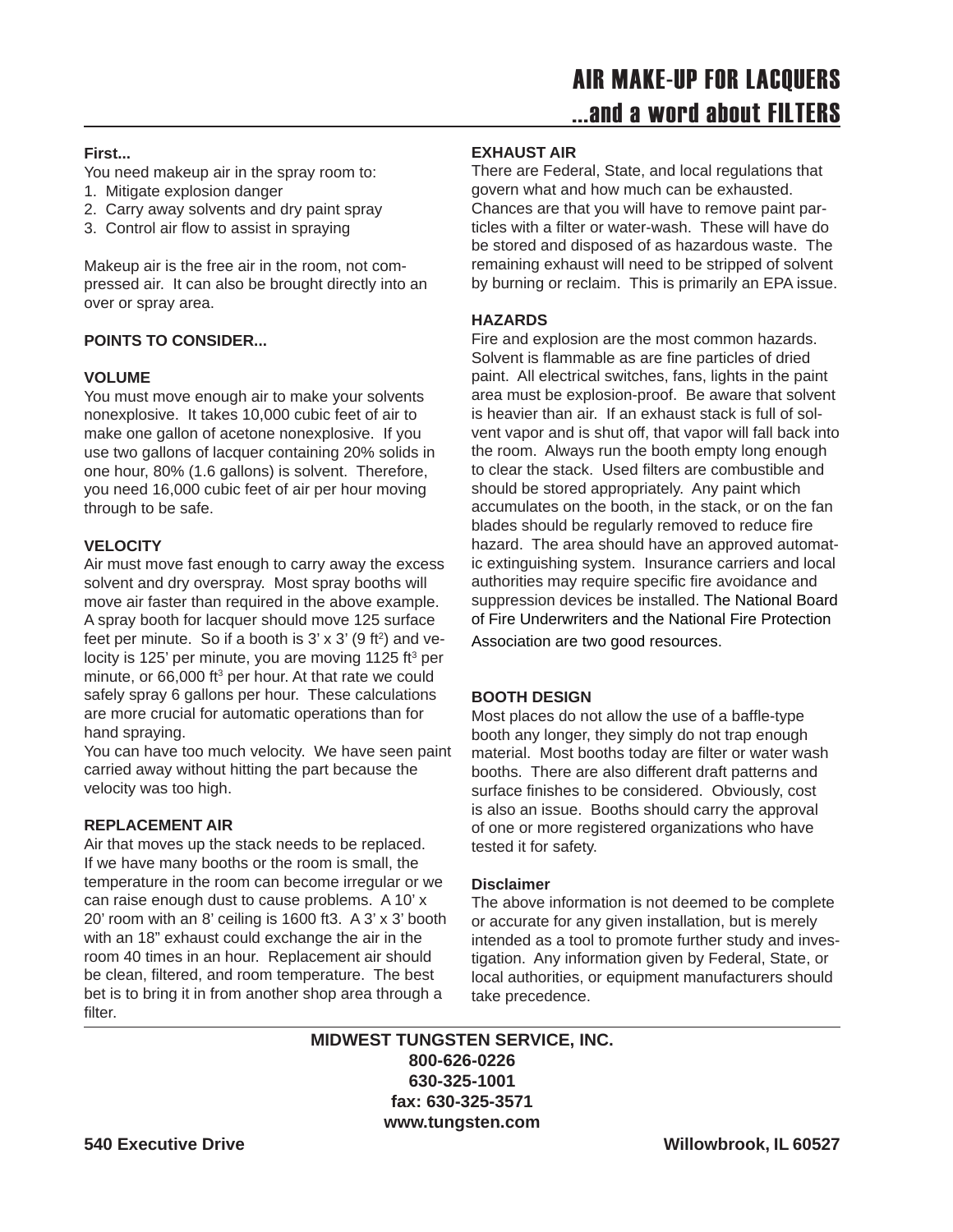# AIR MAKE-UP FOR LACQUERS
# ...and a word about FILTERS

**First...**

You need makeup air in the spray room to:

1. Mitigate explosion danger
2. Carry away solvents and dry paint spray
3. Control air flow to assist in spraying

Makeup air is the free air in the room, not compressed air. It can also be brought directly into an over or spray area.

**POINTS TO CONSIDER...**

**VOLUME**

You must move enough air to make your solvents nonexplosive. It takes 10,000 cubic feet of air to make one gallon of acetone nonexplosive. If you use two gallons of lacquer containing 20% solids in one hour, 80% (1.6 gallons) is solvent. Therefore, you need 16,000 cubic feet of air per hour moving through to be safe.

**VELOCITY**

Air must move fast enough to carry away the excess solvent and dry overspray. Most spray booths will move air faster than required in the above example. A spray booth for lacquer should move 125 surface feet per minute. So if a booth is 3' x 3' (9 $ft^2$) and velocity is 125' per minute, you are moving 1125 $ft^3$ per minute, or 66,000 $ft^3$ per hour. At that rate we could safely spray 6 gallons per hour. These calculations are more crucial for automatic operations than for hand spraying.

You can have too much velocity. We have seen paint carried away without hitting the part because the velocity was too high.

**REPLACEMENT AIR**

Air that moves up the stack needs to be replaced. If we have many booths or the room is small, the temperature in the room can become irregular or we can raise enough dust to cause problems. A 10' x 20' room with an 8' ceiling is 1600 ft3. A 3' x 3' booth with an 18" exhaust could exchange the air in the room 40 times in an hour. Replacement air should be clean, filtered, and room temperature. The best bet is to bring it in from another shop area through a filter.

**EXHAUST AIR**

There are Federal, State, and local regulations that govern what and how much can be exhausted. Chances are that you will have to remove paint particles with a filter or water-wash. These will have do be stored and disposed of as hazardous waste. The remaining exhaust will need to be stripped of solvent by burning or reclaim. This is primarily an EPA issue.

**HAZARDS**

Fire and explosion are the most common hazards. Solvent is flammable as are fine particles of dried paint. All electrical switches, fans, lights in the paint area must be explosion-proof. Be aware that solvent is heavier than air. If an exhaust stack is full of solvent vapor and is shut off, that vapor will fall back into the room. Always run the booth empty long enough to clear the stack. Used filters are combustible and should be stored appropriately. Any paint which accumulates on the booth, in the stack, or on the fan blades should be regularly removed to reduce fire hazard. The area should have an approved automatic extinguishing system. Insurance carriers and local authorities may require specific fire avoidance and suppression devices be installed. The National Board of Fire Underwriters and the National Fire Protection Association are two good resources.

**BOOTH DESIGN**

Most places do not allow the use of a baffle-type booth any longer, they simply do not trap enough material. Most booths today are filter or water wash booths. There are also different draft patterns and surface finishes to be considered. Obviously, cost is also an issue. Booths should carry the approval of one or more registered organizations who have tested it for safety.

**Disclaimer**

The above information is not deemed to be complete or accurate for any given installation, but is merely intended as a tool to promote further study and investigation. Any information given by Federal, State, or local authorities, or equipment manufacturers should take precedence.

**MIDWEST TUNGSTEN SERVICE, INC.**
**800-626-0226**
**630-325-1001**
**fax: 630-325-3571**
**www.tungsten.com**

**540 Executive Drive** **Willowbrook, IL 60527**